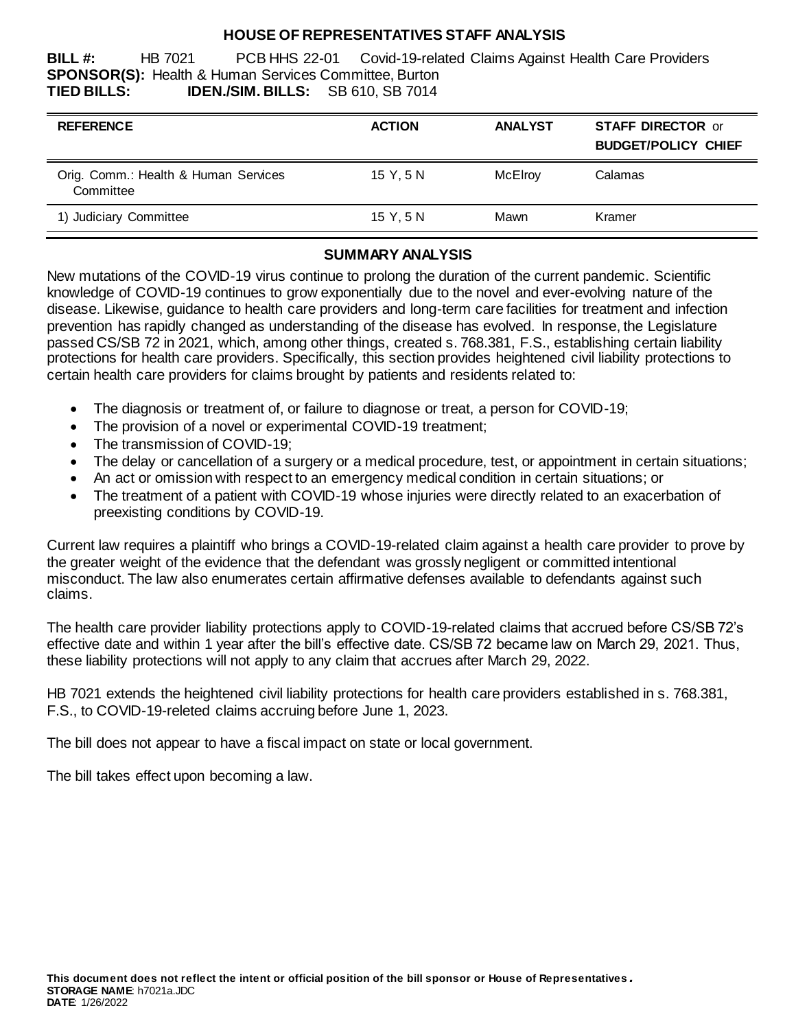# HOUSE OF REPRESENTATIVES STAFF ANALYSIS

**BILL #:** HB 7021 PCB HHS 22-01 Covid-19-related Claims Against Health Care Providers
**SPONSOR(S):** Health & Human Services Committee, Burton
**TIED BILLS:** **IDEN./SIM. BILLS:** SB 610, SB 7014

| REFERENCE | ACTION | ANALYST | STAFF DIRECTOR or BUDGET/POLICY CHIEF |
|---|---|---|---|
| Orig. Comm.: Health & Human Services Committee | 15 Y, 5 N | McElroy | Calamas |
| 1) Judiciary Committee | 15 Y, 5 N | Mawn | Kramer |

## SUMMARY ANALYSIS

New mutations of the COVID-19 virus continue to prolong the duration of the current pandemic. Scientific knowledge of COVID-19 continues to grow exponentially due to the novel and ever-evolving nature of the disease. Likewise, guidance to health care providers and long-term care facilities for treatment and infection prevention has rapidly changed as understanding of the disease has evolved. In response, the Legislature passed CS/SB 72 in 2021, which, among other things, created s. 768.381, F.S., establishing certain liability protections for health care providers. Specifically, this section provides heightened civil liability protections to certain health care providers for claims brought by patients and residents related to:

- The diagnosis or treatment of, or failure to diagnose or treat, a person for COVID-19;
- The provision of a novel or experimental COVID-19 treatment;
- The transmission of COVID-19;
- The delay or cancellation of a surgery or a medical procedure, test, or appointment in certain situations;
- An act or omission with respect to an emergency medical condition in certain situations; or
- The treatment of a patient with COVID-19 whose injuries were directly related to an exacerbation of preexisting conditions by COVID-19.

Current law requires a plaintiff who brings a COVID-19-related claim against a health care provider to prove by the greater weight of the evidence that the defendant was grossly negligent or committed intentional misconduct. The law also enumerates certain affirmative defenses available to defendants against such claims.

The health care provider liability protections apply to COVID-19-related claims that accrued before CS/SB 72's effective date and within 1 year after the bill's effective date. CS/SB 72 became law on March 29, 2021. Thus, these liability protections will not apply to any claim that accrues after March 29, 2022.

HB 7021 extends the heightened civil liability protections for health care providers established in s. 768.381, F.S., to COVID-19-releted claims accruing before June 1, 2023.

The bill does not appear to have a fiscal impact on state or local government.

The bill takes effect upon becoming a law.

**This document does not reflect the intent or official position of the bill sponsor or House of Representatives.**
**STORAGE NAME**: h7021a.JDC
**DATE**: 1/26/2022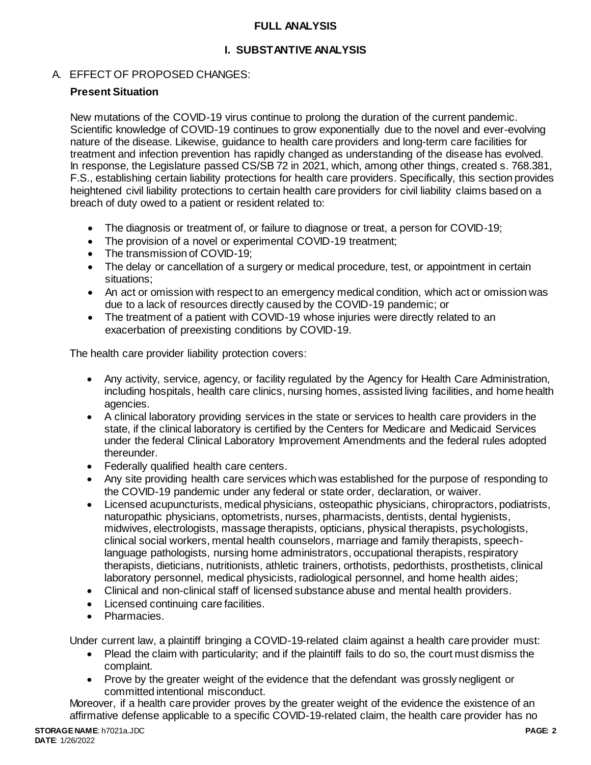# FULL ANALYSIS

## I. SUBSTANTIVE ANALYSIS

### A. EFFECT OF PROPOSED CHANGES:

**Present Situation**

New mutations of the COVID-19 virus continue to prolong the duration of the current pandemic. Scientific knowledge of COVID-19 continues to grow exponentially due to the novel and ever-evolving nature of the disease. Likewise, guidance to health care providers and long-term care facilities for treatment and infection prevention has rapidly changed as understanding of the disease has evolved. In response, the Legislature passed CS/SB 72 in 2021, which, among other things, created s. 768.381, F.S., establishing certain liability protections for health care providers. Specifically, this section provides heightened civil liability protections to certain health care providers for civil liability claims based on a breach of duty owed to a patient or resident related to:

- The diagnosis or treatment of, or failure to diagnose or treat, a person for COVID-19;
- The provision of a novel or experimental COVID-19 treatment;
- The transmission of COVID-19;
- The delay or cancellation of a surgery or medical procedure, test, or appointment in certain situations;
- An act or omission with respect to an emergency medical condition, which act or omission was due to a lack of resources directly caused by the COVID-19 pandemic; or
- The treatment of a patient with COVID-19 whose injuries were directly related to an exacerbation of preexisting conditions by COVID-19.

The health care provider liability protection covers:

- Any activity, service, agency, or facility regulated by the Agency for Health Care Administration, including hospitals, health care clinics, nursing homes, assisted living facilities, and home health agencies.
- A clinical laboratory providing services in the state or services to health care providers in the state, if the clinical laboratory is certified by the Centers for Medicare and Medicaid Services under the federal Clinical Laboratory Improvement Amendments and the federal rules adopted thereunder.
- Federally qualified health care centers.
- Any site providing health care services which was established for the purpose of responding to the COVID-19 pandemic under any federal or state order, declaration, or waiver.
- Licensed acupuncturists, medical physicians, osteopathic physicians, chiropractors, podiatrists, naturopathic physicians, optometrists, nurses, pharmacists, dentists, dental hygienists, midwives, electrologists, massage therapists, opticians, physical therapists, psychologists, clinical social workers, mental health counselors, marriage and family therapists, speech-language pathologists, nursing home administrators, occupational therapists, respiratory therapists, dieticians, nutritionists, athletic trainers, orthotists, pedorthists, prosthetists, clinical laboratory personnel, medical physicists, radiological personnel, and home health aides;
- Clinical and non-clinical staff of licensed substance abuse and mental health providers.
- Licensed continuing care facilities.
- Pharmacies.

Under current law, a plaintiff bringing a COVID-19-related claim against a health care provider must:

- Plead the claim with particularity; and if the plaintiff fails to do so, the court must dismiss the complaint.
- Prove by the greater weight of the evidence that the defendant was grossly negligent or committed intentional misconduct.

Moreover, if a health care provider proves by the greater weight of the evidence the existence of an affirmative defense applicable to a specific COVID-19-related claim, the health care provider has no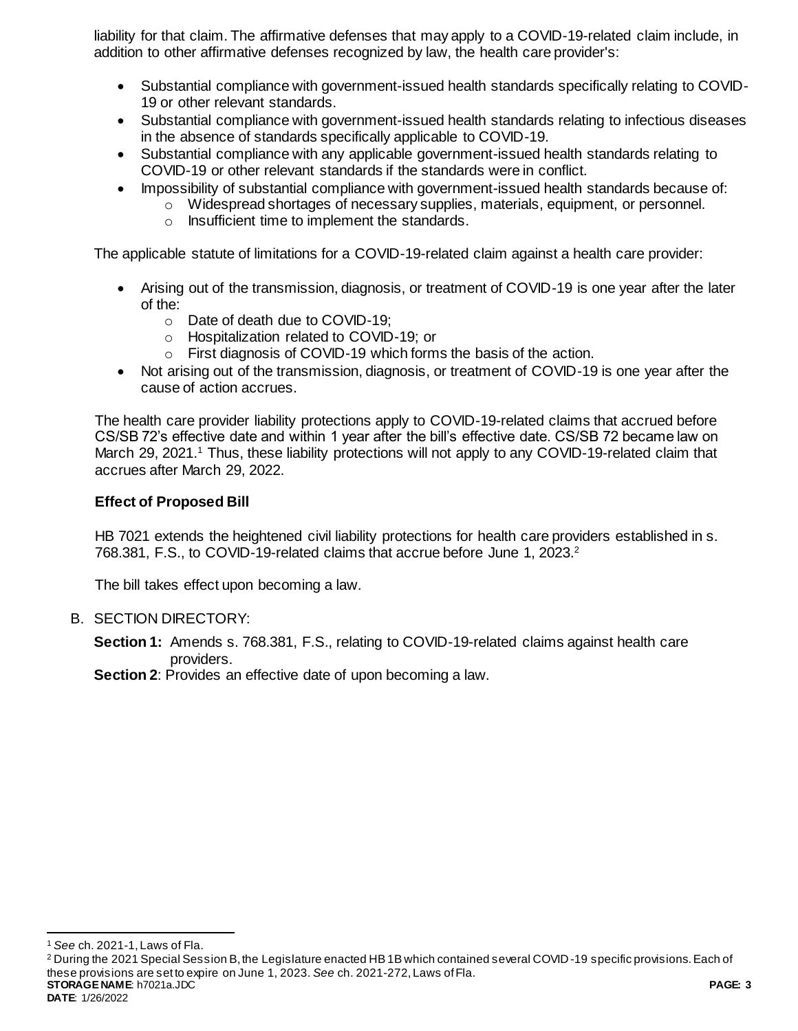liability for that claim. The affirmative defenses that may apply to a COVID-19-related claim include, in addition to other affirmative defenses recognized by law, the health care provider's:

- Substantial compliance with government-issued health standards specifically relating to COVID-19 or other relevant standards.
- Substantial compliance with government-issued health standards relating to infectious diseases in the absence of standards specifically applicable to COVID-19.
- Substantial compliance with any applicable government-issued health standards relating to COVID-19 or other relevant standards if the standards were in conflict.
- Impossibility of substantial compliance with government-issued health standards because of:
  - Widespread shortages of necessary supplies, materials, equipment, or personnel.
  - Insufficient time to implement the standards.

The applicable statute of limitations for a COVID-19-related claim against a health care provider:

- Arising out of the transmission, diagnosis, or treatment of COVID-19 is one year after the later of the:
  - Date of death due to COVID-19;
  - Hospitalization related to COVID-19; or
  - First diagnosis of COVID-19 which forms the basis of the action.
- Not arising out of the transmission, diagnosis, or treatment of COVID-19 is one year after the cause of action accrues.

The health care provider liability protections apply to COVID-19-related claims that accrued before CS/SB 72's effective date and within 1 year after the bill's effective date. CS/SB 72 became law on March 29, 2021.[1] Thus, these liability protections will not apply to any COVID-19-related claim that accrues after March 29, 2022.

### Effect of Proposed Bill

HB 7021 extends the heightened civil liability protections for health care providers established in s. 768.381, F.S., to COVID-19-related claims that accrue before June 1, 2023.[2]

The bill takes effect upon becoming a law.

B. SECTION DIRECTORY:

**Section 1:** Amends s. 768.381, F.S., relating to COVID-19-related claims against health care providers.

**Section 2**: Provides an effective date of upon becoming a law.

---

[1] *See* ch. 2021-1, Laws of Fla.

[2] During the 2021 Special Session B, the Legislature enacted HB 1B which contained several COVID-19 specific provisions. Each of these provisions are set to expire on June 1, 2023. *See* ch. 2021-272, Laws of Fla.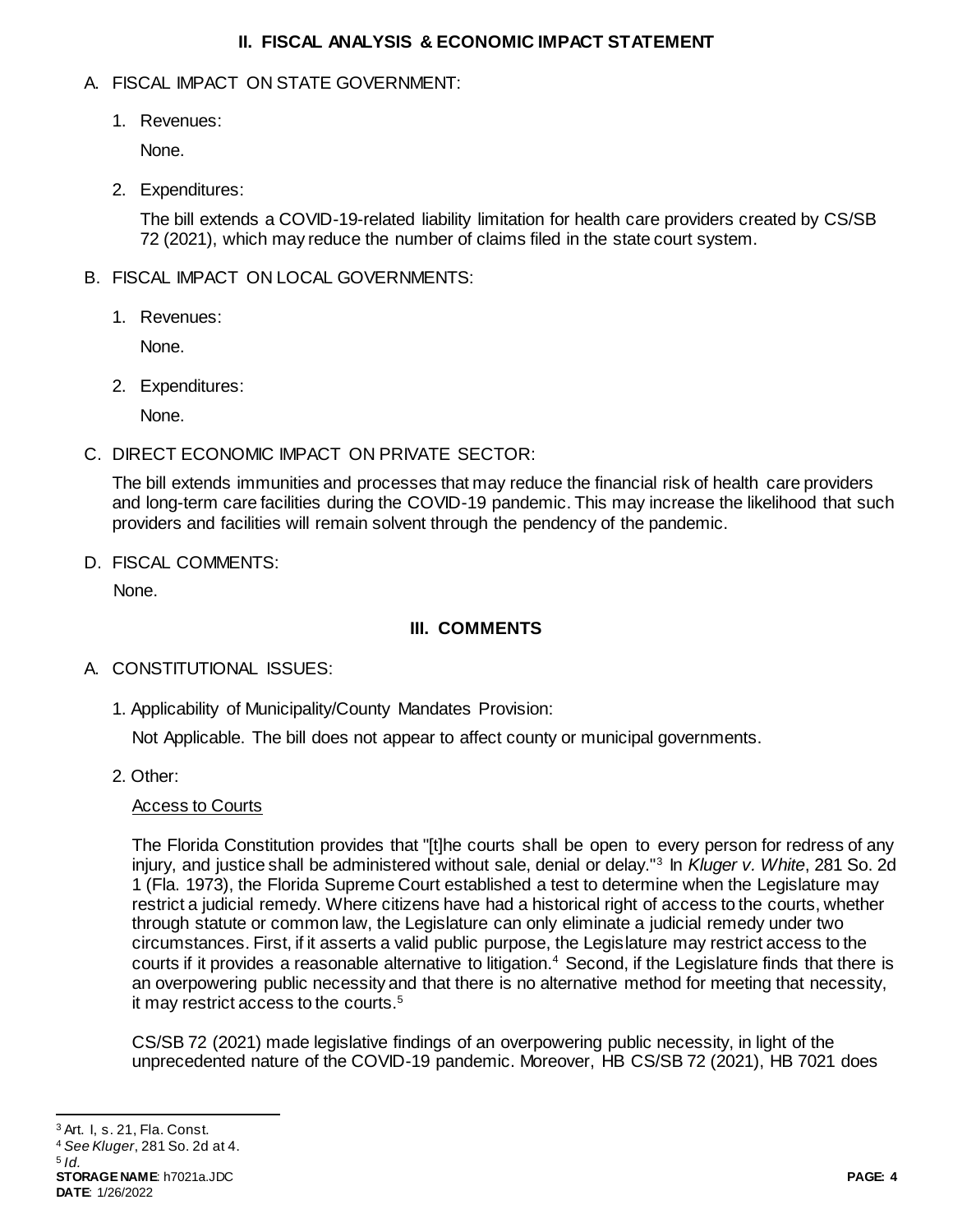## II. FISCAL ANALYSIS & ECONOMIC IMPACT STATEMENT

A. FISCAL IMPACT ON STATE GOVERNMENT:

1. Revenues:

   None.

2. Expenditures:

   The bill extends a COVID-19-related liability limitation for health care providers created by CS/SB 72 (2021), which may reduce the number of claims filed in the state court system.

B. FISCAL IMPACT ON LOCAL GOVERNMENTS:

1. Revenues:

   None.

2. Expenditures:

   None.

C. DIRECT ECONOMIC IMPACT ON PRIVATE SECTOR:

The bill extends immunities and processes that may reduce the financial risk of health care providers and long-term care facilities during the COVID-19 pandemic. This may increase the likelihood that such providers and facilities will remain solvent through the pendency of the pandemic.

D. FISCAL COMMENTS:

None.

## III. COMMENTS

A. CONSTITUTIONAL ISSUES:

1. Applicability of Municipality/County Mandates Provision:

   Not Applicable. The bill does not appear to affect county or municipal governments.

2. Other:

   Access to Courts

   The Florida Constitution provides that "[t]he courts shall be open to every person for redress of any injury, and justice shall be administered without sale, denial or delay."[3] In *Kluger v. White*, 281 So. 2d 1 (Fla. 1973), the Florida Supreme Court established a test to determine when the Legislature may restrict a judicial remedy. Where citizens have had a historical right of access to the courts, whether through statute or common law, the Legislature can only eliminate a judicial remedy under two circumstances. First, if it asserts a valid public purpose, the Legislature may restrict access to the courts if it provides a reasonable alternative to litigation.[4] Second, if the Legislature finds that there is an overpowering public necessity and that there is no alternative method for meeting that necessity, it may restrict access to the courts.[5]

   CS/SB 72 (2021) made legislative findings of an overpowering public necessity, in light of the unprecedented nature of the COVID-19 pandemic. Moreover, HB CS/SB 72 (2021), HB 7021 does

---

[3] Art. I, s. 21, Fla. Const.

[4] *See Kluger*, 281 So. 2d at 4.

[5] *Id.*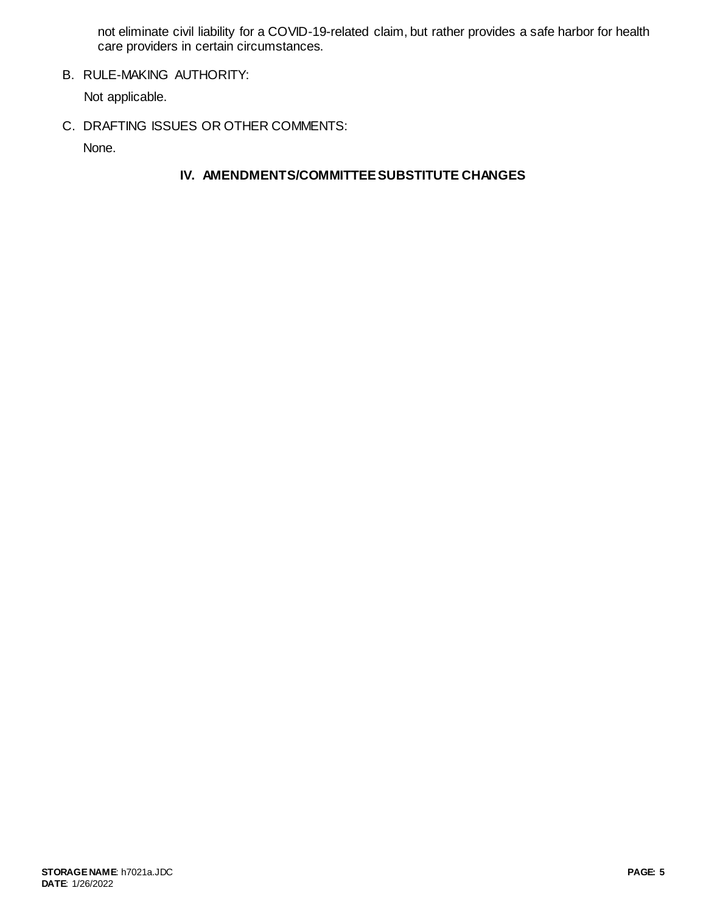not eliminate civil liability for a COVID-19-related claim, but rather provides a safe harbor for health care providers in certain circumstances.

B. RULE-MAKING AUTHORITY:

Not applicable.

C. DRAFTING ISSUES OR OTHER COMMENTS:

None.

## IV. AMENDMENTS/COMMITTEE SUBSTITUTE CHANGES